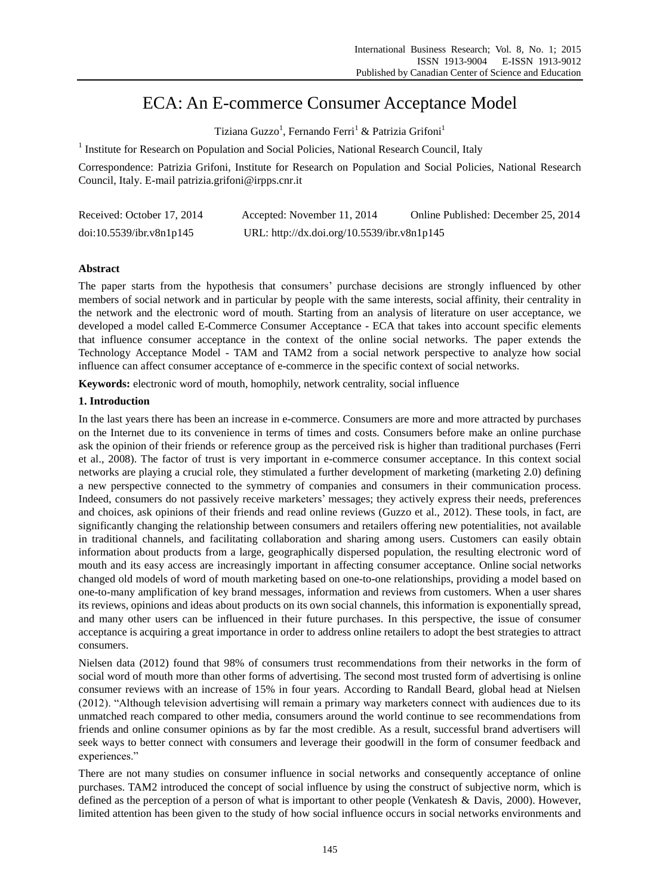# ECA: An E-commerce Consumer Acceptance Model

Tiziana Guzzo[1], Fernando Ferri[1] & Patrizia Grifoni[1]

[1] Institute for Research on Population and Social Policies, National Research Council, Italy

Correspondence: Patrizia Grifoni, Institute for Research on Population and Social Policies, National Research Council, Italy. E-mail patrizia.grifoni@irpps.cnr.it

Received: October 17, 2014 Accepted: November 11, 2014 Online Published: December 25, 2014

doi:10.5539/ibr.v8n1p145 URL: http://dx.doi.org/10.5539/ibr.v8n1p145

## Abstract

The paper starts from the hypothesis that consumers' purchase decisions are strongly influenced by other members of social network and in particular by people with the same interests, social affinity, their centrality in the network and the electronic word of mouth. Starting from an analysis of literature on user acceptance, we developed a model called E-Commerce Consumer Acceptance - ECA that takes into account specific elements that influence consumer acceptance in the context of the online social networks. The paper extends the Technology Acceptance Model - TAM and TAM2 from a social network perspective to analyze how social influence can affect consumer acceptance of e-commerce in the specific context of social networks.

**Keywords:** electronic word of mouth, homophily, network centrality, social influence

## 1. Introduction

In the last years there has been an increase in e-commerce. Consumers are more and more attracted by purchases on the Internet due to its convenience in terms of times and costs. Consumers before make an online purchase ask the opinion of their friends or reference group as the perceived risk is higher than traditional purchases (Ferri et al., 2008). The factor of trust is very important in e-commerce consumer acceptance. In this context social networks are playing a crucial role, they stimulated a further development of marketing (marketing 2.0) defining a new perspective connected to the symmetry of companies and consumers in their communication process. Indeed, consumers do not passively receive marketers' messages; they actively express their needs, preferences and choices, ask opinions of their friends and read online reviews (Guzzo et al., 2012). These tools, in fact, are significantly changing the relationship between consumers and retailers offering new potentialities, not available in traditional channels, and facilitating collaboration and sharing among users. Customers can easily obtain information about products from a large, geographically dispersed population, the resulting electronic word of mouth and its easy access are increasingly important in affecting consumer acceptance. Online social networks changed old models of word of mouth marketing based on one-to-one relationships, providing a model based on one-to-many amplification of key brand messages, information and reviews from customers. When a user shares its reviews, opinions and ideas about products on its own social channels, this information is exponentially spread, and many other users can be influenced in their future purchases. In this perspective, the issue of consumer acceptance is acquiring a great importance in order to address online retailers to adopt the best strategies to attract consumers.

Nielsen data (2012) found that 98% of consumers trust recommendations from their networks in the form of social word of mouth more than other forms of advertising. The second most trusted form of advertising is online consumer reviews with an increase of 15% in four years. According to Randall Beard, global head at Nielsen (2012). "Although television advertising will remain a primary way marketers connect with audiences due to its unmatched reach compared to other media, consumers around the world continue to see recommendations from friends and online consumer opinions as by far the most credible. As a result, successful brand advertisers will seek ways to better connect with consumers and leverage their goodwill in the form of consumer feedback and experiences."

There are not many studies on consumer influence in social networks and consequently acceptance of online purchases. TAM2 introduced the concept of social influence by using the construct of subjective norm, which is defined as the perception of a person of what is important to other people (Venkatesh & Davis, 2000). However, limited attention has been given to the study of how social influence occurs in social networks environments and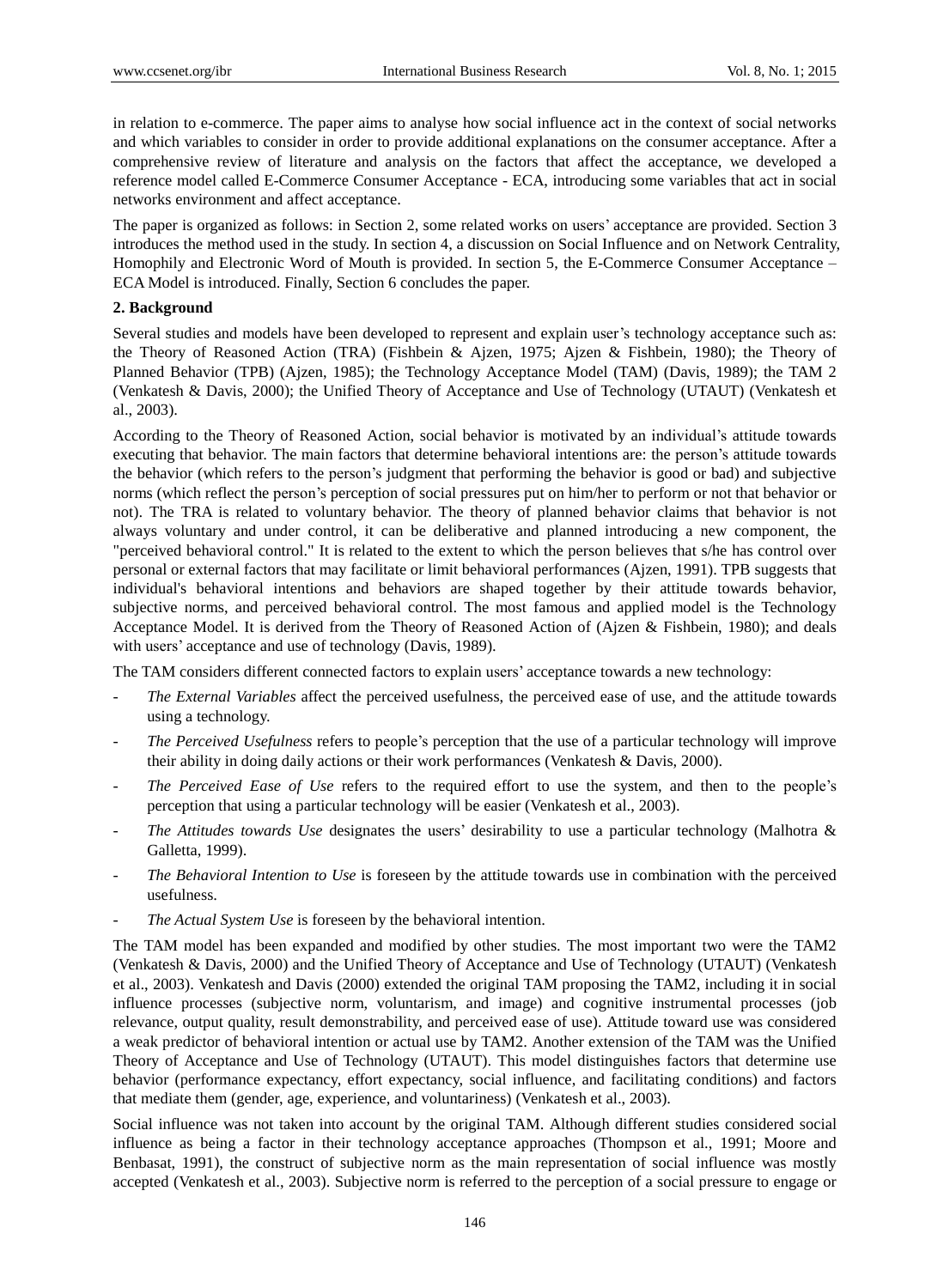in relation to e-commerce. The paper aims to analyse how social influence act in the context of social networks and which variables to consider in order to provide additional explanations on the consumer acceptance. After a comprehensive review of literature and analysis on the factors that affect the acceptance, we developed a reference model called E-Commerce Consumer Acceptance - ECA, introducing some variables that act in social networks environment and affect acceptance.

The paper is organized as follows: in Section 2, some related works on users' acceptance are provided. Section 3 introduces the method used in the study. In section 4, a discussion on Social Influence and on Network Centrality, Homophily and Electronic Word of Mouth is provided. In section 5, the E-Commerce Consumer Acceptance – ECA Model is introduced. Finally, Section 6 concludes the paper.

## 2. Background

Several studies and models have been developed to represent and explain user's technology acceptance such as: the Theory of Reasoned Action (TRA) (Fishbein & Ajzen, 1975; Ajzen & Fishbein, 1980); the Theory of Planned Behavior (TPB) (Ajzen, 1985); the Technology Acceptance Model (TAM) (Davis, 1989); the TAM 2 (Venkatesh & Davis, 2000); the Unified Theory of Acceptance and Use of Technology (UTAUT) (Venkatesh et al., 2003).

According to the Theory of Reasoned Action, social behavior is motivated by an individual's attitude towards executing that behavior. The main factors that determine behavioral intentions are: the person's attitude towards the behavior (which refers to the person's judgment that performing the behavior is good or bad) and subjective norms (which reflect the person's perception of social pressures put on him/her to perform or not that behavior or not). The TRA is related to voluntary behavior. The theory of planned behavior claims that behavior is not always voluntary and under control, it can be deliberative and planned introducing a new component, the "perceived behavioral control." It is related to the extent to which the person believes that s/he has control over personal or external factors that may facilitate or limit behavioral performances (Ajzen, 1991). TPB suggests that individual's behavioral intentions and behaviors are shaped together by their attitude towards behavior, subjective norms, and perceived behavioral control. The most famous and applied model is the Technology Acceptance Model. It is derived from the Theory of Reasoned Action of (Ajzen & Fishbein, 1980); and deals with users' acceptance and use of technology (Davis, 1989).

The TAM considers different connected factors to explain users' acceptance towards a new technology:

- *The External Variables* affect the perceived usefulness, the perceived ease of use, and the attitude towards using a technology.
- *The Perceived Usefulness* refers to people's perception that the use of a particular technology will improve their ability in doing daily actions or their work performances (Venkatesh & Davis, 2000).
- *The Perceived Ease of Use* refers to the required effort to use the system, and then to the people's perception that using a particular technology will be easier (Venkatesh et al., 2003).
- *The Attitudes towards Use* designates the users' desirability to use a particular technology (Malhotra & Galletta, 1999).
- *The Behavioral Intention to Use* is foreseen by the attitude towards use in combination with the perceived usefulness.
- *The Actual System Use* is foreseen by the behavioral intention.

The TAM model has been expanded and modified by other studies. The most important two were the TAM2 (Venkatesh & Davis, 2000) and the Unified Theory of Acceptance and Use of Technology (UTAUT) (Venkatesh et al., 2003). Venkatesh and Davis (2000) extended the original TAM proposing the TAM2, including it in social influence processes (subjective norm, voluntarism, and image) and cognitive instrumental processes (job relevance, output quality, result demonstrability, and perceived ease of use). Attitude toward use was considered a weak predictor of behavioral intention or actual use by TAM2. Another extension of the TAM was the Unified Theory of Acceptance and Use of Technology (UTAUT). This model distinguishes factors that determine use behavior (performance expectancy, effort expectancy, social influence, and facilitating conditions) and factors that mediate them (gender, age, experience, and voluntariness) (Venkatesh et al., 2003).

Social influence was not taken into account by the original TAM. Although different studies considered social influence as being a factor in their technology acceptance approaches (Thompson et al., 1991; Moore and Benbasat, 1991), the construct of subjective norm as the main representation of social influence was mostly accepted (Venkatesh et al., 2003). Subjective norm is referred to the perception of a social pressure to engage or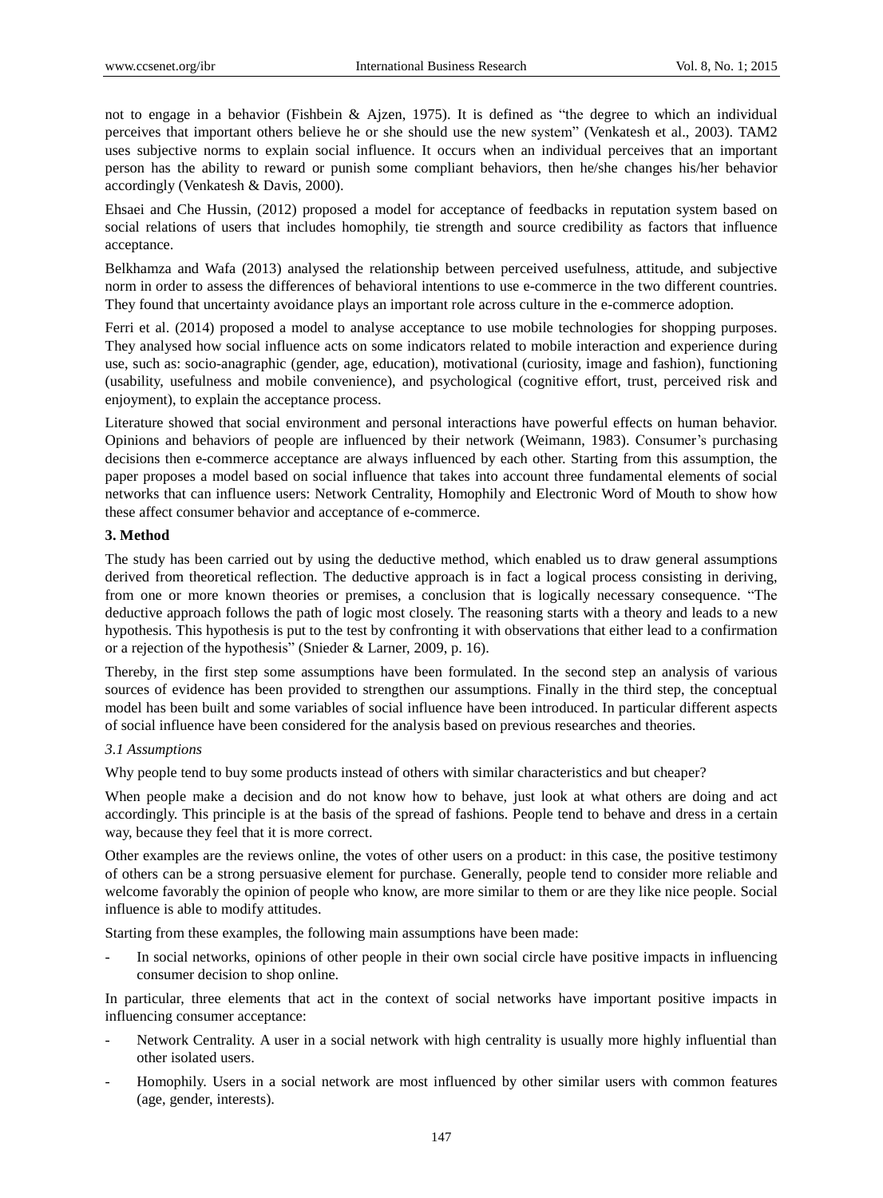not to engage in a behavior (Fishbein & Ajzen, 1975). It is defined as "the degree to which an individual perceives that important others believe he or she should use the new system" (Venkatesh et al., 2003). TAM2 uses subjective norms to explain social influence. It occurs when an individual perceives that an important person has the ability to reward or punish some compliant behaviors, then he/she changes his/her behavior accordingly (Venkatesh & Davis, 2000).

Ehsaei and Che Hussin, (2012) proposed a model for acceptance of feedbacks in reputation system based on social relations of users that includes homophily, tie strength and source credibility as factors that influence acceptance.

Belkhamza and Wafa (2013) analysed the relationship between perceived usefulness, attitude, and subjective norm in order to assess the differences of behavioral intentions to use e-commerce in the two different countries. They found that uncertainty avoidance plays an important role across culture in the e-commerce adoption.

Ferri et al. (2014) proposed a model to analyse acceptance to use mobile technologies for shopping purposes. They analysed how social influence acts on some indicators related to mobile interaction and experience during use, such as: socio-anagraphic (gender, age, education), motivational (curiosity, image and fashion), functioning (usability, usefulness and mobile convenience), and psychological (cognitive effort, trust, perceived risk and enjoyment), to explain the acceptance process.

Literature showed that social environment and personal interactions have powerful effects on human behavior. Opinions and behaviors of people are influenced by their network (Weimann, 1983). Consumer's purchasing decisions then e-commerce acceptance are always influenced by each other. Starting from this assumption, the paper proposes a model based on social influence that takes into account three fundamental elements of social networks that can influence users: Network Centrality, Homophily and Electronic Word of Mouth to show how these affect consumer behavior and acceptance of e-commerce.

## 3. Method

The study has been carried out by using the deductive method, which enabled us to draw general assumptions derived from theoretical reflection. The deductive approach is in fact a logical process consisting in deriving, from one or more known theories or premises, a conclusion that is logically necessary consequence. "The deductive approach follows the path of logic most closely. The reasoning starts with a theory and leads to a new hypothesis. This hypothesis is put to the test by confronting it with observations that either lead to a confirmation or a rejection of the hypothesis" (Snieder & Larner, 2009, p. 16).

Thereby, in the first step some assumptions have been formulated. In the second step an analysis of various sources of evidence has been provided to strengthen our assumptions. Finally in the third step, the conceptual model has been built and some variables of social influence have been introduced. In particular different aspects of social influence have been considered for the analysis based on previous researches and theories.

### *3.1 Assumptions*

Why people tend to buy some products instead of others with similar characteristics and but cheaper?

When people make a decision and do not know how to behave, just look at what others are doing and act accordingly. This principle is at the basis of the spread of fashions. People tend to behave and dress in a certain way, because they feel that it is more correct.

Other examples are the reviews online, the votes of other users on a product: in this case, the positive testimony of others can be a strong persuasive element for purchase. Generally, people tend to consider more reliable and welcome favorably the opinion of people who know, are more similar to them or are they like nice people. Social influence is able to modify attitudes.

Starting from these examples, the following main assumptions have been made:

- In social networks, opinions of other people in their own social circle have positive impacts in influencing consumer decision to shop online.

In particular, three elements that act in the context of social networks have important positive impacts in influencing consumer acceptance:

- Network Centrality. A user in a social network with high centrality is usually more highly influential than other isolated users.
- Homophily. Users in a social network are most influenced by other similar users with common features (age, gender, interests).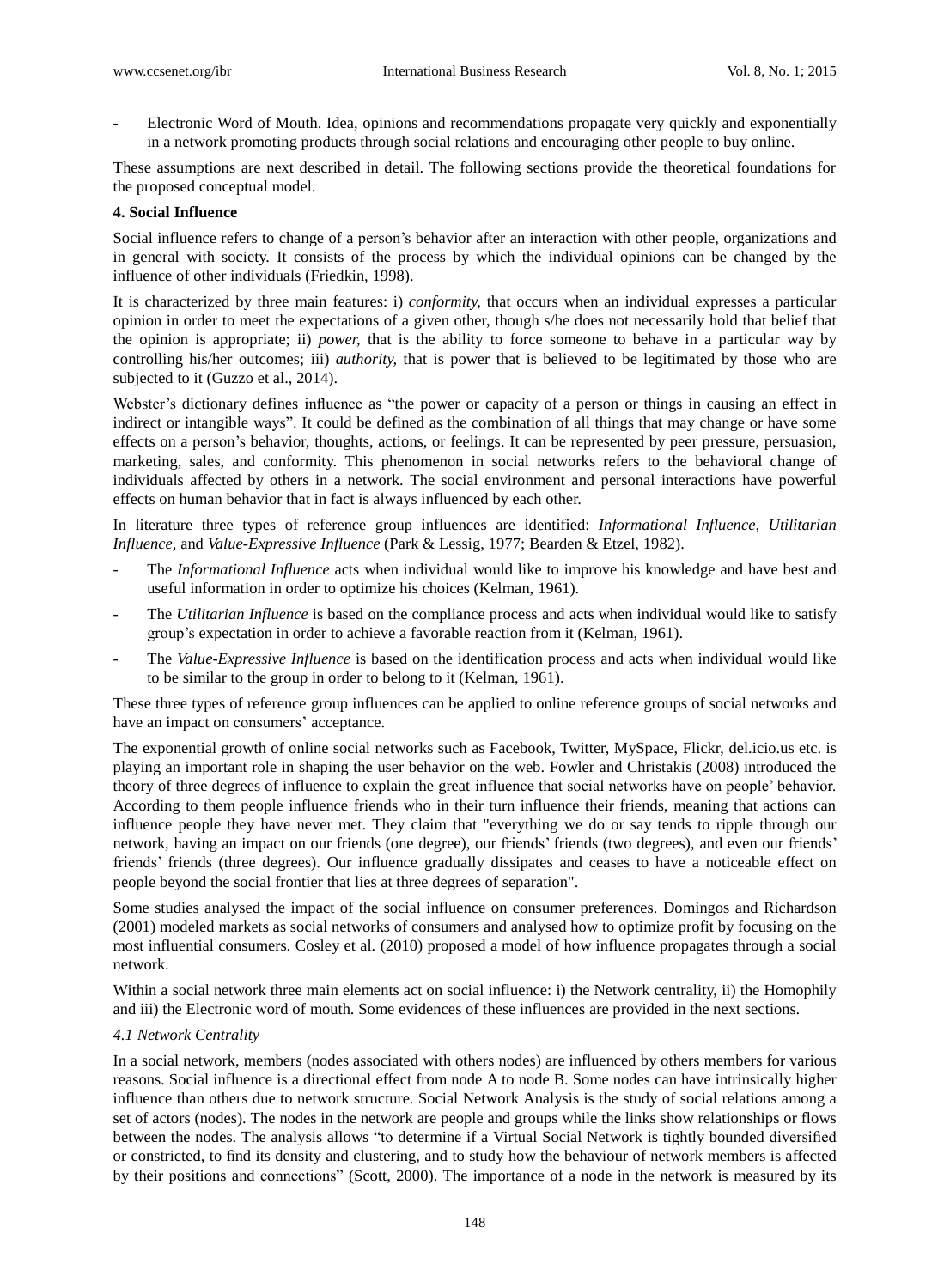- Electronic Word of Mouth. Idea, opinions and recommendations propagate very quickly and exponentially in a network promoting products through social relations and encouraging other people to buy online.

These assumptions are next described in detail. The following sections provide the theoretical foundations for the proposed conceptual model.

## 4. Social Influence

Social influence refers to change of a person's behavior after an interaction with other people, organizations and in general with society. It consists of the process by which the individual opinions can be changed by the influence of other individuals (Friedkin, 1998).

It is characterized by three main features: i) *conformity,* that occurs when an individual expresses a particular opinion in order to meet the expectations of a given other, though s/he does not necessarily hold that belief that the opinion is appropriate; ii) *power,* that is the ability to force someone to behave in a particular way by controlling his/her outcomes; iii) *authority,* that is power that is believed to be legitimated by those who are subjected to it (Guzzo et al., 2014).

Webster's dictionary defines influence as "the power or capacity of a person or things in causing an effect in indirect or intangible ways". It could be defined as the combination of all things that may change or have some effects on a person's behavior, thoughts, actions, or feelings. It can be represented by peer pressure, persuasion, marketing, sales, and conformity. This phenomenon in social networks refers to the behavioral change of individuals affected by others in a network. The social environment and personal interactions have powerful effects on human behavior that in fact is always influenced by each other.

In literature three types of reference group influences are identified: *Informational Influence, Utilitarian Influence,* and *Value-Expressive Influence* (Park & Lessig, 1977; Bearden & Etzel, 1982).

- The *Informational Influence* acts when individual would like to improve his knowledge and have best and useful information in order to optimize his choices (Kelman, 1961).
- The *Utilitarian Influence* is based on the compliance process and acts when individual would like to satisfy group's expectation in order to achieve a favorable reaction from it (Kelman, 1961).
- The *Value-Expressive Influence* is based on the identification process and acts when individual would like to be similar to the group in order to belong to it (Kelman, 1961).

These three types of reference group influences can be applied to online reference groups of social networks and have an impact on consumers' acceptance.

The exponential growth of online social networks such as Facebook, Twitter, MySpace, Flickr, del.icio.us etc. is playing an important role in shaping the user behavior on the web. Fowler and Christakis (2008) introduced the theory of three degrees of influence to explain the great influence that social networks have on people' behavior. According to them people influence friends who in their turn influence their friends, meaning that actions can influence people they have never met. They claim that "everything we do or say tends to ripple through our network, having an impact on our friends (one degree), our friends' friends (two degrees), and even our friends' friends' friends (three degrees). Our influence gradually dissipates and ceases to have a noticeable effect on people beyond the social frontier that lies at three degrees of separation".

Some studies analysed the impact of the social influence on consumer preferences. Domingos and Richardson (2001) modeled markets as social networks of consumers and analysed how to optimize profit by focusing on the most influential consumers. Cosley et al. (2010) proposed a model of how influence propagates through a social network.

Within a social network three main elements act on social influence: i) the Network centrality, ii) the Homophily and iii) the Electronic word of mouth. Some evidences of these influences are provided in the next sections.

### *4.1 Network Centrality*

In a social network, members (nodes associated with others nodes) are influenced by others members for various reasons. Social influence is a directional effect from node A to node B. Some nodes can have intrinsically higher influence than others due to network structure. Social Network Analysis is the study of social relations among a set of actors (nodes). The nodes in the network are people and groups while the links show relationships or flows between the nodes. The analysis allows "to determine if a Virtual Social Network is tightly bounded diversified or constricted, to find its density and clustering, and to study how the behaviour of network members is affected by their positions and connections" (Scott, 2000). The importance of a node in the network is measured by its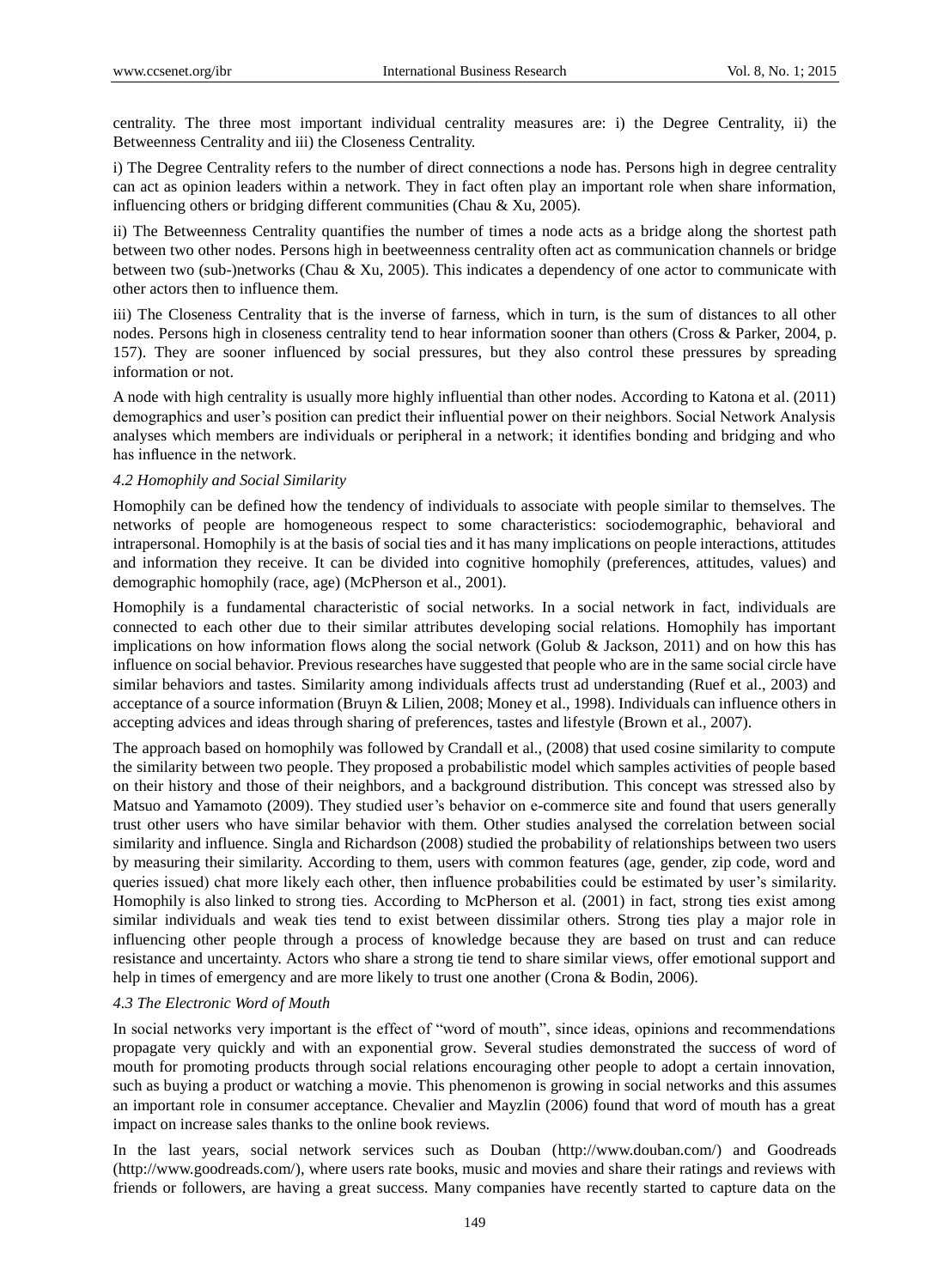centrality. The three most important individual centrality measures are: i) the Degree Centrality, ii) the Betweenness Centrality and iii) the Closeness Centrality.

i) The Degree Centrality refers to the number of direct connections a node has. Persons high in degree centrality can act as opinion leaders within a network. They in fact often play an important role when share information, influencing others or bridging different communities (Chau & Xu, 2005).

ii) The Betweenness Centrality quantifies the number of times a node acts as a bridge along the shortest path between two other nodes. Persons high in beetweenness centrality often act as communication channels or bridge between two (sub-)networks (Chau & Xu, 2005). This indicates a dependency of one actor to communicate with other actors then to influence them.

iii) The Closeness Centrality that is the inverse of farness, which in turn, is the sum of distances to all other nodes. Persons high in closeness centrality tend to hear information sooner than others (Cross & Parker, 2004, p. 157). They are sooner influenced by social pressures, but they also control these pressures by spreading information or not.

A node with high centrality is usually more highly influential than other nodes. According to Katona et al. (2011) demographics and user's position can predict their influential power on their neighbors. Social Network Analysis analyses which members are individuals or peripheral in a network; it identifies bonding and bridging and who has influence in the network.

### *4.2 Homophily and Social Similarity*

Homophily can be defined how the tendency of individuals to associate with people similar to themselves. The networks of people are homogeneous respect to some characteristics: sociodemographic, behavioral and intrapersonal. Homophily is at the basis of social ties and it has many implications on people interactions, attitudes and information they receive. It can be divided into cognitive homophily (preferences, attitudes, values) and demographic homophily (race, age) (McPherson et al., 2001).

Homophily is a fundamental characteristic of social networks. In a social network in fact, individuals are connected to each other due to their similar attributes developing social relations. Homophily has important implications on how information flows along the social network (Golub & Jackson, 2011) and on how this has influence on social behavior. Previous researches have suggested that people who are in the same social circle have similar behaviors and tastes. Similarity among individuals affects trust ad understanding (Ruef et al., 2003) and acceptance of a source information (Bruyn & Lilien, 2008; Money et al., 1998). Individuals can influence others in accepting advices and ideas through sharing of preferences, tastes and lifestyle (Brown et al., 2007).

The approach based on homophily was followed by Crandall et al., (2008) that used cosine similarity to compute the similarity between two people. They proposed a probabilistic model which samples activities of people based on their history and those of their neighbors, and a background distribution. This concept was stressed also by Matsuo and Yamamoto (2009). They studied user's behavior on e-commerce site and found that users generally trust other users who have similar behavior with them. Other studies analysed the correlation between social similarity and influence. Singla and Richardson (2008) studied the probability of relationships between two users by measuring their similarity. According to them, users with common features (age, gender, zip code, word and queries issued) chat more likely each other, then influence probabilities could be estimated by user's similarity. Homophily is also linked to strong ties. According to McPherson et al. (2001) in fact, strong ties exist among similar individuals and weak ties tend to exist between dissimilar others. Strong ties play a major role in influencing other people through a process of knowledge because they are based on trust and can reduce resistance and uncertainty. Actors who share a strong tie tend to share similar views, offer emotional support and help in times of emergency and are more likely to trust one another (Crona & Bodin, 2006).

### *4.3 The Electronic Word of Mouth*

In social networks very important is the effect of "word of mouth", since ideas, opinions and recommendations propagate very quickly and with an exponential grow. Several studies demonstrated the success of word of mouth for promoting products through social relations encouraging other people to adopt a certain innovation, such as buying a product or watching a movie. This phenomenon is growing in social networks and this assumes an important role in consumer acceptance. Chevalier and Mayzlin (2006) found that word of mouth has a great impact on increase sales thanks to the online book reviews.

In the last years, social network services such as Douban (http://www.douban.com/) and Goodreads (http://www.goodreads.com/), where users rate books, music and movies and share their ratings and reviews with friends or followers, are having a great success. Many companies have recently started to capture data on the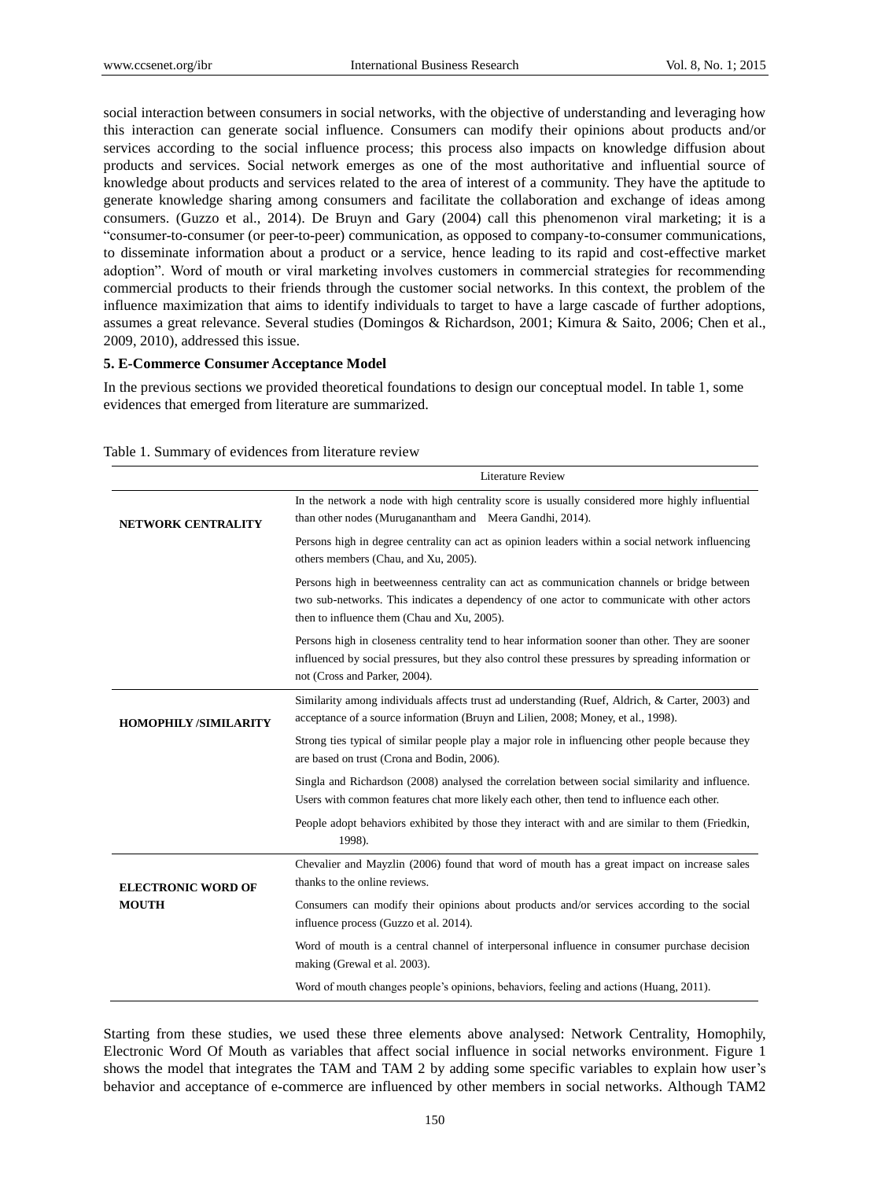social interaction between consumers in social networks, with the objective of understanding and leveraging how this interaction can generate social influence. Consumers can modify their opinions about products and/or services according to the social influence process; this process also impacts on knowledge diffusion about products and services. Social network emerges as one of the most authoritative and influential source of knowledge about products and services related to the area of interest of a community. They have the aptitude to generate knowledge sharing among consumers and facilitate the collaboration and exchange of ideas among consumers. (Guzzo et al., 2014). De Bruyn and Gary (2004) call this phenomenon viral marketing; it is a "consumer-to-consumer (or peer-to-peer) communication, as opposed to company-to-consumer communications, to disseminate information about a product or a service, hence leading to its rapid and cost-effective market adoption". Word of mouth or viral marketing involves customers in commercial strategies for recommending commercial products to their friends through the customer social networks. In this context, the problem of the influence maximization that aims to identify individuals to target to have a large cascade of further adoptions, assumes a great relevance. Several studies (Domingos & Richardson, 2001; Kimura & Saito, 2006; Chen et al., 2009, 2010), addressed this issue.

## 5. E-Commerce Consumer Acceptance Model

In the previous sections we provided theoretical foundations to design our conceptual model. In table 1, some evidences that emerged from literature are summarized.

Table 1. Summary of evidences from literature review

| | Literature Review |
|---|---|
| **NETWORK CENTRALITY** | In the network a node with high centrality score is usually considered more highly influential than other nodes (Muruganantham and Meera Gandhi, 2014). |
| | Persons high in degree centrality can act as opinion leaders within a social network influencing others members (Chau, and Xu, 2005). |
| | Persons high in beetweenness centrality can act as communication channels or bridge between two sub-networks. This indicates a dependency of one actor to communicate with other actors then to influence them (Chau and Xu, 2005). |
| | Persons high in closeness centrality tend to hear information sooner than other. They are sooner influenced by social pressures, but they also control these pressures by spreading information or not (Cross and Parker, 2004). |
| **HOMOPHILY /SIMILARITY** | Similarity among individuals affects trust ad understanding (Ruef, Aldrich, & Carter, 2003) and acceptance of a source information (Bruyn and Lilien, 2008; Money, et al., 1998). |
| | Strong ties typical of similar people play a major role in influencing other people because they are based on trust (Crona and Bodin, 2006). |
| | Singla and Richardson (2008) analysed the correlation between social similarity and influence. Users with common features chat more likely each other, then tend to influence each other. |
| | People adopt behaviors exhibited by those they interact with and are similar to them (Friedkin, 1998). |
| **ELECTRONIC WORD OF MOUTH** | Chevalier and Mayzlin (2006) found that word of mouth has a great impact on increase sales thanks to the online reviews. |
| | Consumers can modify their opinions about products and/or services according to the social influence process (Guzzo et al. 2014). |
| | Word of mouth is a central channel of interpersonal influence in consumer purchase decision making (Grewal et al. 2003). |
| | Word of mouth changes people's opinions, behaviors, feeling and actions (Huang, 2011). |

Starting from these studies, we used these three elements above analysed: Network Centrality, Homophily, Electronic Word Of Mouth as variables that affect social influence in social networks environment. Figure 1 shows the model that integrates the TAM and TAM 2 by adding some specific variables to explain how user's behavior and acceptance of e-commerce are influenced by other members in social networks. Although TAM2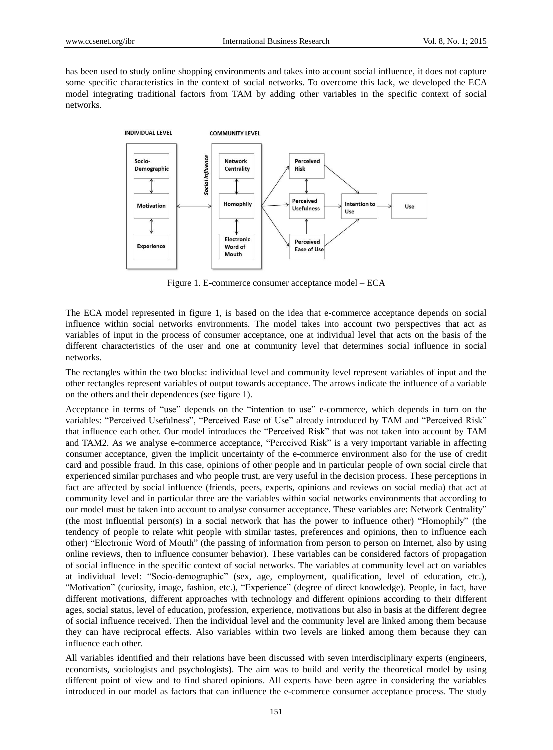has been used to study online shopping environments and takes into account social influence, it does not capture some specific characteristics in the context of social networks. To overcome this lack, we developed the ECA model integrating traditional factors from TAM by adding other variables in the specific context of social networks.

INDIVIDUAL LEVEL

COMMUNITY LEVEL

Socio-Demographic

Motivation

Experience

Social Influence

Network Centrality

Homophily

Electronic Word of Mouth

Perceived Risk

Perceived Usefulness

Perceived Ease of Use

Intention to Use

Use

Figure 1. E-commerce consumer acceptance model – ECA

The ECA model represented in figure 1, is based on the idea that e-commerce acceptance depends on social influence within social networks environments. The model takes into account two perspectives that act as variables of input in the process of consumer acceptance, one at individual level that acts on the basis of the different characteristics of the user and one at community level that determines social influence in social networks.

The rectangles within the two blocks: individual level and community level represent variables of input and the other rectangles represent variables of output towards acceptance. The arrows indicate the influence of a variable on the others and their dependences (see figure 1).

Acceptance in terms of "use" depends on the "intention to use" e-commerce, which depends in turn on the variables: "Perceived Usefulness", "Perceived Ease of Use" already introduced by TAM and "Perceived Risk" that influence each other. Our model introduces the "Perceived Risk" that was not taken into account by TAM and TAM2. As we analyse e-commerce acceptance, "Perceived Risk" is a very important variable in affecting consumer acceptance, given the implicit uncertainty of the e-commerce environment also for the use of credit card and possible fraud. In this case, opinions of other people and in particular people of own social circle that experienced similar purchases and who people trust, are very useful in the decision process. These perceptions in fact are affected by social influence (friends, peers, experts, opinions and reviews on social media) that act at community level and in particular three are the variables within social networks environments that according to our model must be taken into account to analyse consumer acceptance. These variables are: Network Centrality" (the most influential person(s) in a social network that has the power to influence other) "Homophily" (the tendency of people to relate whit people with similar tastes, preferences and opinions, then to influence each other) "Electronic Word of Mouth" (the passing of information from person to person on Internet, also by using online reviews, then to influence consumer behavior). These variables can be considered factors of propagation of social influence in the specific context of social networks. The variables at community level act on variables at individual level: "Socio-demographic" (sex, age, employment, qualification, level of education, etc.), "Motivation" (curiosity, image, fashion, etc.), "Experience" (degree of direct knowledge). People, in fact, have different motivations, different approaches with technology and different opinions according to their different ages, social status, level of education, profession, experience, motivations but also in basis at the different degree of social influence received. Then the individual level and the community level are linked among them because they can have reciprocal effects. Also variables within two levels are linked among them because they can influence each other.

All variables identified and their relations have been discussed with seven interdisciplinary experts (engineers, economists, sociologists and psychologists). The aim was to build and verify the theoretical model by using different point of view and to find shared opinions. All experts have been agree in considering the variables introduced in our model as factors that can influence the e-commerce consumer acceptance process. The study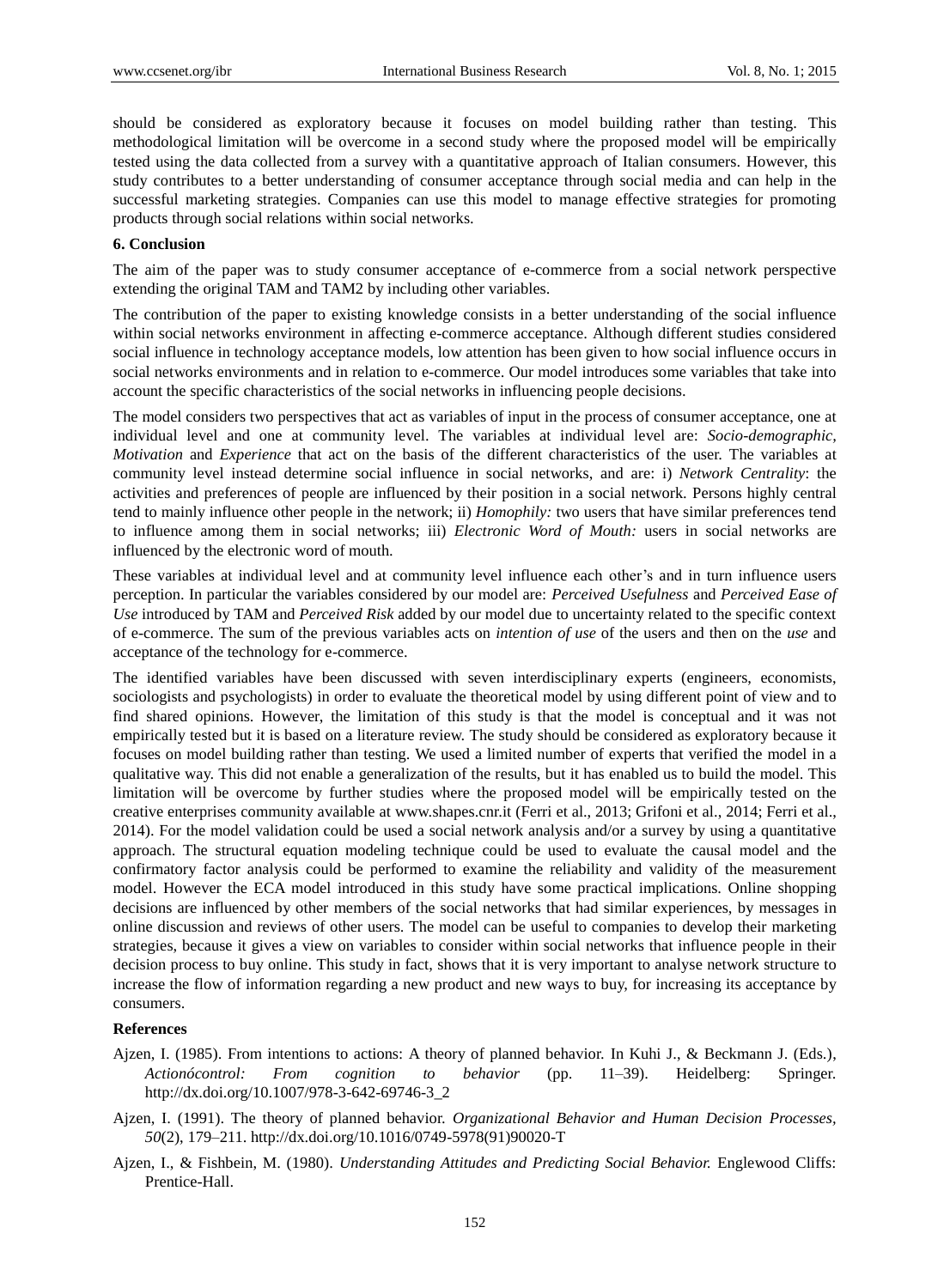should be considered as exploratory because it focuses on model building rather than testing. This methodological limitation will be overcome in a second study where the proposed model will be empirically tested using the data collected from a survey with a quantitative approach of Italian consumers. However, this study contributes to a better understanding of consumer acceptance through social media and can help in the successful marketing strategies. Companies can use this model to manage effective strategies for promoting products through social relations within social networks.

## 6. Conclusion

The aim of the paper was to study consumer acceptance of e-commerce from a social network perspective extending the original TAM and TAM2 by including other variables.

The contribution of the paper to existing knowledge consists in a better understanding of the social influence within social networks environment in affecting e-commerce acceptance. Although different studies considered social influence in technology acceptance models, low attention has been given to how social influence occurs in social networks environments and in relation to e-commerce. Our model introduces some variables that take into account the specific characteristics of the social networks in influencing people decisions.

The model considers two perspectives that act as variables of input in the process of consumer acceptance, one at individual level and one at community level. The variables at individual level are: *Socio-demographic, Motivation* and *Experience* that act on the basis of the different characteristics of the user. The variables at community level instead determine social influence in social networks, and are: i) *Network Centrality*: the activities and preferences of people are influenced by their position in a social network. Persons highly central tend to mainly influence other people in the network; ii) *Homophily:* two users that have similar preferences tend to influence among them in social networks; iii) *Electronic Word of Mouth:* users in social networks are influenced by the electronic word of mouth.

These variables at individual level and at community level influence each other's and in turn influence users perception. In particular the variables considered by our model are: *Perceived Usefulness* and *Perceived Ease of Use* introduced by TAM and *Perceived Risk* added by our model due to uncertainty related to the specific context of e-commerce. The sum of the previous variables acts on *intention of use* of the users and then on the *use* and acceptance of the technology for e-commerce.

The identified variables have been discussed with seven interdisciplinary experts (engineers, economists, sociologists and psychologists) in order to evaluate the theoretical model by using different point of view and to find shared opinions. However, the limitation of this study is that the model is conceptual and it was not empirically tested but it is based on a literature review. The study should be considered as exploratory because it focuses on model building rather than testing. We used a limited number of experts that verified the model in a qualitative way. This did not enable a generalization of the results, but it has enabled us to build the model. This limitation will be overcome by further studies where the proposed model will be empirically tested on the creative enterprises community available at www.shapes.cnr.it (Ferri et al., 2013; Grifoni et al., 2014; Ferri et al., 2014). For the model validation could be used a social network analysis and/or a survey by using a quantitative approach. The structural equation modeling technique could be used to evaluate the causal model and the confirmatory factor analysis could be performed to examine the reliability and validity of the measurement model. However the ECA model introduced in this study have some practical implications. Online shopping decisions are influenced by other members of the social networks that had similar experiences, by messages in online discussion and reviews of other users. The model can be useful to companies to develop their marketing strategies, because it gives a view on variables to consider within social networks that influence people in their decision process to buy online. This study in fact, shows that it is very important to analyse network structure to increase the flow of information regarding a new product and new ways to buy, for increasing its acceptance by consumers.

## References

Ajzen, I. (1985). From intentions to actions: A theory of planned behavior. In Kuhi J., & Beckmann J. (Eds.), *Actionócontrol: From cognition to behavior* (pp. 11–39). Heidelberg: Springer. http://dx.doi.org/10.1007/978-3-642-69746-3_2

Ajzen, I. (1991). The theory of planned behavior. *Organizational Behavior and Human Decision Processes, 50*(2), 179–211. http://dx.doi.org/10.1016/0749-5978(91)90020-T

Ajzen, I., & Fishbein, M. (1980). *Understanding Attitudes and Predicting Social Behavior.* Englewood Cliffs: Prentice-Hall.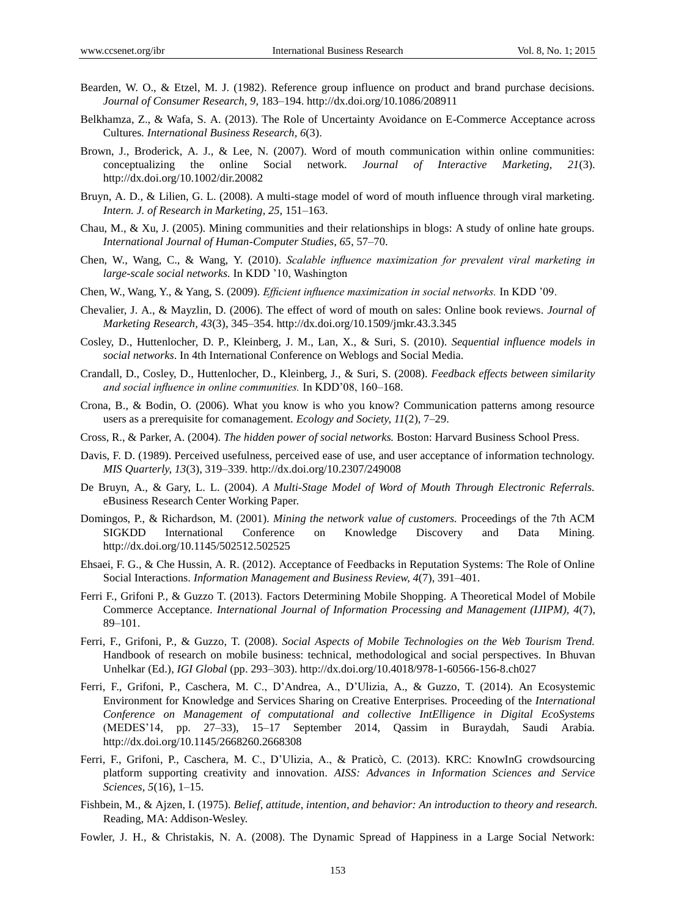Bearden, W. O., & Etzel, M. J. (1982). Reference group influence on product and brand purchase decisions. *Journal of Consumer Research, 9*, 183–194. http://dx.doi.org/10.1086/208911

Belkhamza, Z., & Wafa, S. A. (2013). The Role of Uncertainty Avoidance on E-Commerce Acceptance across Cultures. *International Business Research, 6*(3).

Brown, J., Broderick, A. J., & Lee, N. (2007). Word of mouth communication within online communities: conceptualizing the online Social network. *Journal of Interactive Marketing, 21*(3). http://dx.doi.org/10.1002/dir.20082

Bruyn, A. D., & Lilien, G. L. (2008). A multi-stage model of word of mouth influence through viral marketing. *Intern. J. of Research in Marketing, 25*, 151–163.

Chau, M., & Xu, J. (2005). Mining communities and their relationships in blogs: A study of online hate groups. *International Journal of Human-Computer Studies, 65*, 57–70.

Chen, W., Wang, C., & Wang, Y. (2010). *Scalable influence maximization for prevalent viral marketing in large-scale social networks.* In KDD '10, Washington

Chen, W., Wang, Y., & Yang, S. (2009). *Efficient influence maximization in social networks.* In KDD '09.

Chevalier, J. A., & Mayzlin, D. (2006). The effect of word of mouth on sales: Online book reviews. *Journal of Marketing Research, 43*(3), 345–354. http://dx.doi.org/10.1509/jmkr.43.3.345

Cosley, D., Huttenlocher, D. P., Kleinberg, J. M., Lan, X., & Suri, S. (2010). *Sequential influence models in social networks*. In 4th International Conference on Weblogs and Social Media.

Crandall, D., Cosley, D., Huttenlocher, D., Kleinberg, J., & Suri, S. (2008). *Feedback effects between similarity and social influence in online communities.* In KDD'08, 160–168.

Crona, B., & Bodin, O. (2006). What you know is who you know? Communication patterns among resource users as a prerequisite for comanagement. *Ecology and Society, 11*(2), 7–29.

Cross, R., & Parker, A. (2004). *The hidden power of social networks.* Boston: Harvard Business School Press.

Davis, F. D. (1989). Perceived usefulness, perceived ease of use, and user acceptance of information technology. *MIS Quarterly, 13*(3), 319–339. http://dx.doi.org/10.2307/249008

De Bruyn, A., & Gary, L. L. (2004). *A Multi-Stage Model of Word of Mouth Through Electronic Referrals.* eBusiness Research Center Working Paper.

Domingos, P., & Richardson, M. (2001). *Mining the network value of customers.* Proceedings of the 7th ACM SIGKDD International Conference on Knowledge Discovery and Data Mining. http://dx.doi.org/10.1145/502512.502525

Ehsaei, F. G., & Che Hussin, A. R. (2012). Acceptance of Feedbacks in Reputation Systems: The Role of Online Social Interactions. *Information Management and Business Review, 4*(7), 391–401.

Ferri F., Grifoni P., & Guzzo T. (2013). Factors Determining Mobile Shopping. A Theoretical Model of Mobile Commerce Acceptance. *International Journal of Information Processing and Management (IJIPM), 4*(7), 89–101.

Ferri, F., Grifoni, P., & Guzzo, T. (2008). *Social Aspects of Mobile Technologies on the Web Tourism Trend.* Handbook of research on mobile business: technical, methodological and social perspectives. In Bhuvan Unhelkar (Ed.), *IGI Global* (pp. 293–303). http://dx.doi.org/10.4018/978-1-60566-156-8.ch027

Ferri, F., Grifoni, P., Caschera, M. C., D'Andrea, A., D'Ulizia, A., & Guzzo, T. (2014). An Ecosystemic Environment for Knowledge and Services Sharing on Creative Enterprises. Proceeding of the *International Conference on Management of computational and collective IntElligence in Digital EcoSystems* (MEDES'14, pp. 27–33), 15–17 September 2014, Qassim in Buraydah, Saudi Arabia. http://dx.doi.org/10.1145/2668260.2668308

Ferri, F., Grifoni, P., Caschera, M. C., D'Ulizia, A., & Praticò, C. (2013). KRC: KnowInG crowdsourcing platform supporting creativity and innovation. *AISS: Advances in Information Sciences and Service Sciences, 5*(16), 1–15.

Fishbein, M., & Ajzen, I. (1975). *Belief, attitude, intention, and behavior: An introduction to theory and research.* Reading, MA: Addison-Wesley.

Fowler, J. H., & Christakis, N. A. (2008). The Dynamic Spread of Happiness in a Large Social Network: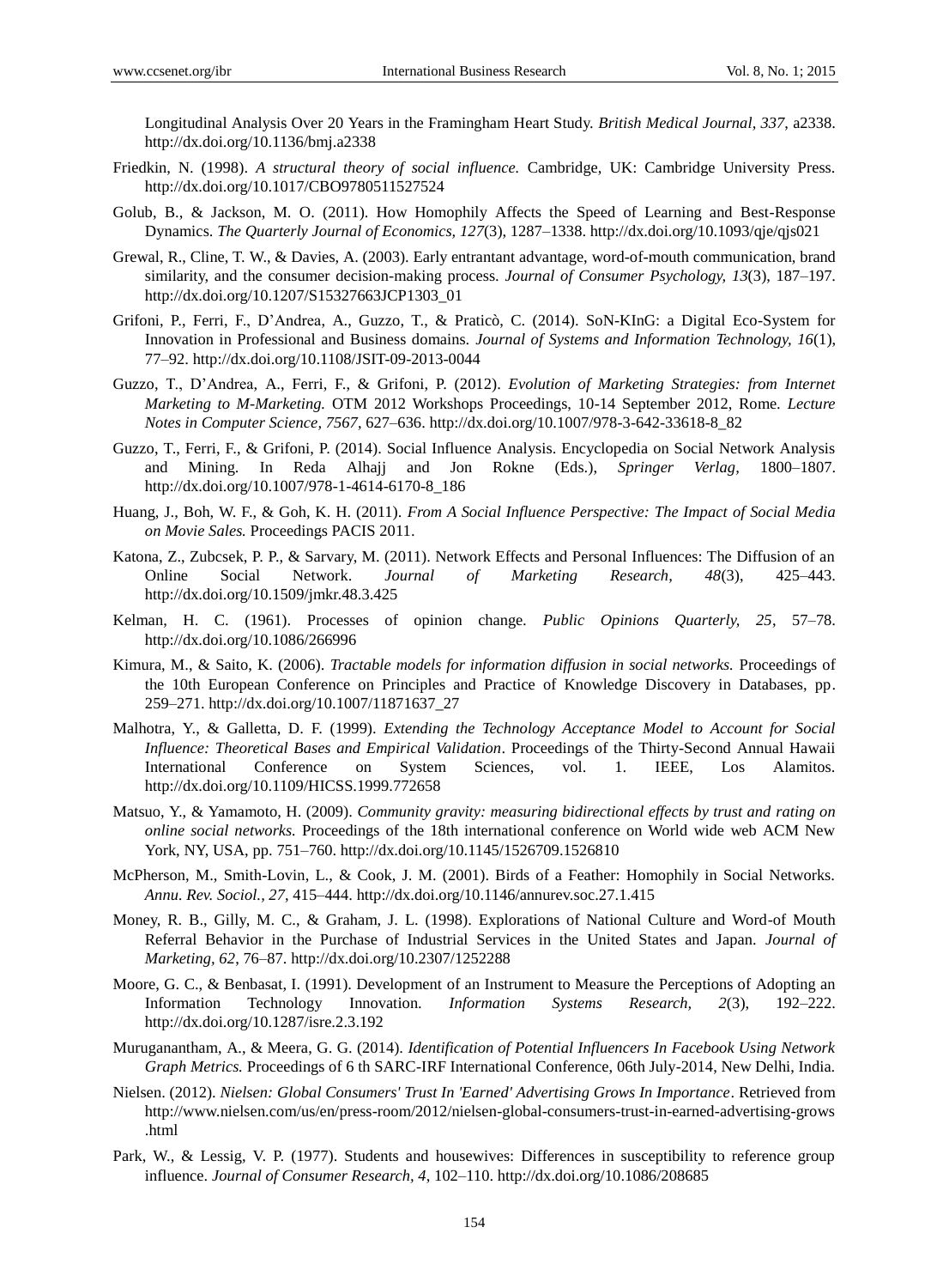Longitudinal Analysis Over 20 Years in the Framingham Heart Study. *British Medical Journal*, *337*, a2338. http://dx.doi.org/10.1136/bmj.a2338

Friedkin, N. (1998). *A structural theory of social influence.* Cambridge, UK: Cambridge University Press. http://dx.doi.org/10.1017/CBO9780511527524

Golub, B., & Jackson, M. O. (2011). How Homophily Affects the Speed of Learning and Best-Response Dynamics. *The Quarterly Journal of Economics, 127*(3), 1287–1338. http://dx.doi.org/10.1093/qje/qjs021

Grewal, R., Cline, T. W., & Davies, A. (2003). Early entrantant advantage, word-of-mouth communication, brand similarity, and the consumer decision-making process. *Journal of Consumer Psychology, 13*(3), 187–197. http://dx.doi.org/10.1207/S15327663JCP1303_01

Grifoni, P., Ferri, F., D'Andrea, A., Guzzo, T., & Praticò, C. (2014). SoN-KInG: a Digital Eco-System for Innovation in Professional and Business domains. *Journal of Systems and Information Technology, 16*(1), 77–92. http://dx.doi.org/10.1108/JSIT-09-2013-0044

Guzzo, T., D'Andrea, A., Ferri, F., & Grifoni, P. (2012). *Evolution of Marketing Strategies: from Internet Marketing to M-Marketing.* OTM 2012 Workshops Proceedings, 10-14 September 2012, Rome. *Lecture Notes in Computer Science, 7567*, 627–636. http://dx.doi.org/10.1007/978-3-642-33618-8_82

Guzzo, T., Ferri, F., & Grifoni, P. (2014). Social Influence Analysis. Encyclopedia on Social Network Analysis and Mining. In Reda Alhajj and Jon Rokne (Eds.), *Springer Verlag*, 1800–1807. http://dx.doi.org/10.1007/978-1-4614-6170-8_186

Huang, J., Boh, W. F., & Goh, K. H. (2011). *From A Social Influence Perspective: The Impact of Social Media on Movie Sales.* Proceedings PACIS 2011.

Katona, Z., Zubcsek, P. P., & Sarvary, M. (2011). Network Effects and Personal Influences: The Diffusion of an Online Social Network. *Journal of Marketing Research, 48*(3), 425–443. http://dx.doi.org/10.1509/jmkr.48.3.425

Kelman, H. C. (1961). Processes of opinion change. *Public Opinions Quarterly, 25*, 57–78. http://dx.doi.org/10.1086/266996

Kimura, M., & Saito, K. (2006). *Tractable models for information diffusion in social networks.* Proceedings of the 10th European Conference on Principles and Practice of Knowledge Discovery in Databases, pp. 259–271. http://dx.doi.org/10.1007/11871637_27

Malhotra, Y., & Galletta, D. F. (1999). *Extending the Technology Acceptance Model to Account for Social Influence: Theoretical Bases and Empirical Validation*. Proceedings of the Thirty-Second Annual Hawaii International Conference on System Sciences, vol. 1. IEEE, Los Alamitos. http://dx.doi.org/10.1109/HICSS.1999.772658

Matsuo, Y., & Yamamoto, H. (2009). *Community gravity: measuring bidirectional effects by trust and rating on online social networks.* Proceedings of the 18th international conference on World wide web ACM New York, NY, USA, pp. 751–760. http://dx.doi.org/10.1145/1526709.1526810

McPherson, M., Smith-Lovin, L., & Cook, J. M. (2001). Birds of a Feather: Homophily in Social Networks. *Annu. Rev. Sociol., 27*, 415–444. http://dx.doi.org/10.1146/annurev.soc.27.1.415

Money, R. B., Gilly, M. C., & Graham, J. L. (1998). Explorations of National Culture and Word-of Mouth Referral Behavior in the Purchase of Industrial Services in the United States and Japan. *Journal of Marketing, 62*, 76–87. http://dx.doi.org/10.2307/1252288

Moore, G. C., & Benbasat, I. (1991). Development of an Instrument to Measure the Perceptions of Adopting an Information Technology Innovation. *Information Systems Research, 2*(3), 192–222. http://dx.doi.org/10.1287/isre.2.3.192

Muruganantham, A., & Meera, G. G. (2014). *Identification of Potential Influencers In Facebook Using Network Graph Metrics.* Proceedings of 6 th SARC-IRF International Conference, 06th July-2014, New Delhi, India.

Nielsen. (2012). *Nielsen: Global Consumers' Trust In 'Earned' Advertising Grows In Importance*. Retrieved from http://www.nielsen.com/us/en/press-room/2012/nielsen-global-consumers-trust-in-earned-advertising-grows.html

Park, W., & Lessig, V. P. (1977). Students and housewives: Differences in susceptibility to reference group influence. *Journal of Consumer Research, 4*, 102–110. http://dx.doi.org/10.1086/208685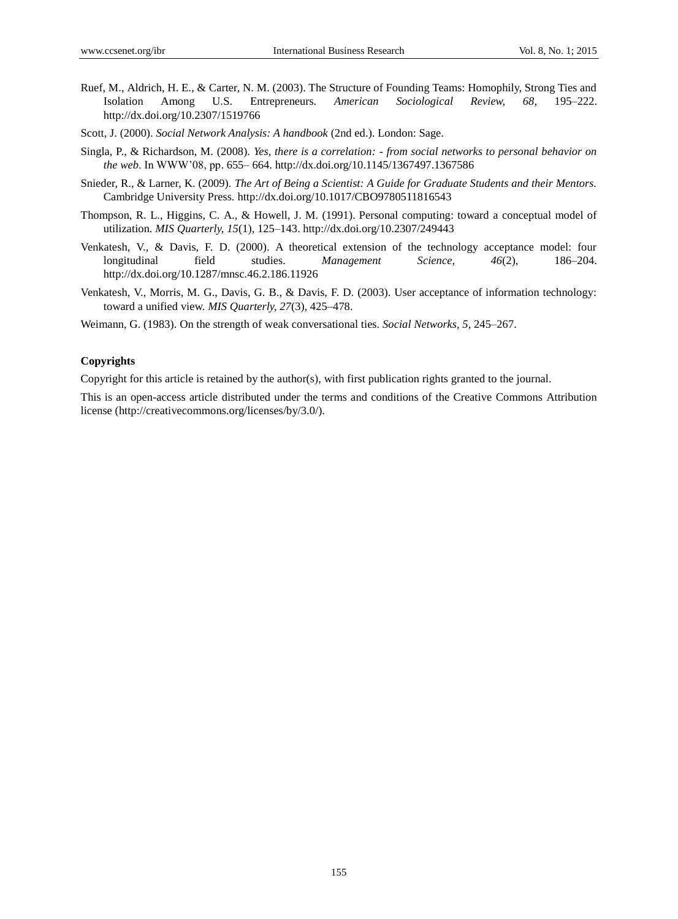Ruef, M., Aldrich, H. E., & Carter, N. M. (2003). The Structure of Founding Teams: Homophily, Strong Ties and Isolation Among U.S. Entrepreneurs. *American Sociological Review, 68*, 195–222. http://dx.doi.org/10.2307/1519766

Scott, J. (2000). *Social Network Analysis: A handbook* (2nd ed.). London: Sage.

Singla, P., & Richardson, M. (2008). *Yes, there is a correlation: - from social networks to personal behavior on the web*. In WWW'08, pp. 655– 664. http://dx.doi.org/10.1145/1367497.1367586

Snieder, R., & Larner, K. (2009). *The Art of Being a Scientist: A Guide for Graduate Students and their Mentors.* Cambridge University Press. http://dx.doi.org/10.1017/CBO9780511816543

Thompson, R. L., Higgins, C. A., & Howell, J. M. (1991). Personal computing: toward a conceptual model of utilization. *MIS Quarterly, 15*(1), 125–143. http://dx.doi.org/10.2307/249443

Venkatesh, V., & Davis, F. D. (2000). A theoretical extension of the technology acceptance model: four longitudinal field studies. *Management Science, 46*(2), 186–204. http://dx.doi.org/10.1287/mnsc.46.2.186.11926

Venkatesh, V., Morris, M. G., Davis, G. B., & Davis, F. D. (2003). User acceptance of information technology: toward a unified view. *MIS Quarterly, 27*(3), 425–478.

Weimann, G. (1983). On the strength of weak conversational ties. *Social Networks, 5*, 245–267.

**Copyrights**

Copyright for this article is retained by the author(s), with first publication rights granted to the journal.

This is an open-access article distributed under the terms and conditions of the Creative Commons Attribution license (http://creativecommons.org/licenses/by/3.0/).